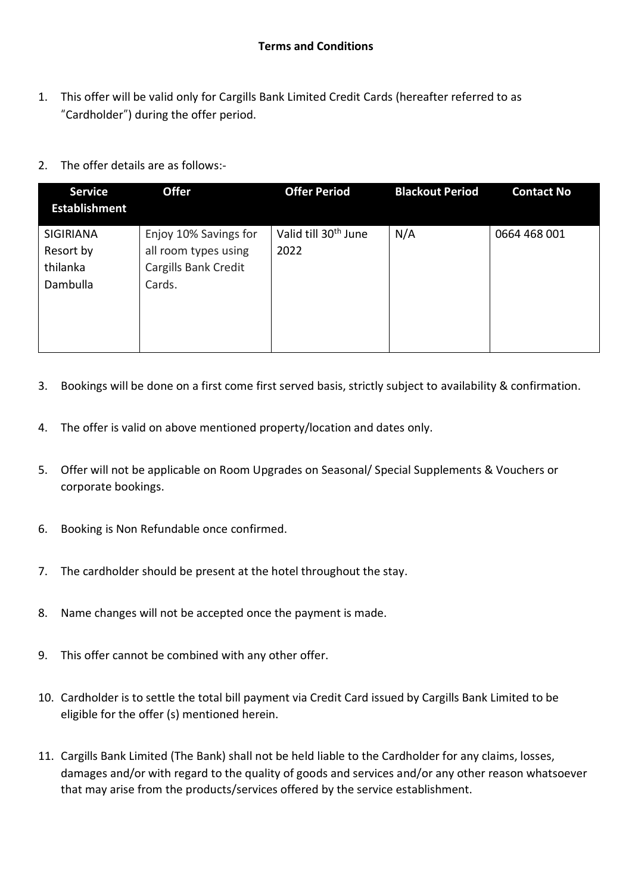# Terms and Conditions

1. This offer will be valid only for Cargills Bank Limited Credit Cards (hereafter referred to as "Cardholder") during the offer period.

2. The offer details are as follows:-

| Service Establishment | Offer | Offer Period | Blackout Period | Contact No |
|---|---|---|---|---|
| SIGIRIANA Resort by thilanka Dambulla | Enjoy 10% Savings for all room types using Cargills Bank Credit Cards. | Valid till 30th June 2022 | N/A | 0664 468 001 |

3. Bookings will be done on a first come first served basis, strictly subject to availability & confirmation.

4. The offer is valid on above mentioned property/location and dates only.

5. Offer will not be applicable on Room Upgrades on Seasonal/ Special Supplements & Vouchers or corporate bookings.

6. Booking is Non Refundable once confirmed.

7. The cardholder should be present at the hotel throughout the stay.

8. Name changes will not be accepted once the payment is made.

9. This offer cannot be combined with any other offer.

10. Cardholder is to settle the total bill payment via Credit Card issued by Cargills Bank Limited to be eligible for the offer (s) mentioned herein.

11. Cargills Bank Limited (The Bank) shall not be held liable to the Cardholder for any claims, losses, damages and/or with regard to the quality of goods and services and/or any other reason whatsoever that may arise from the products/services offered by the service establishment.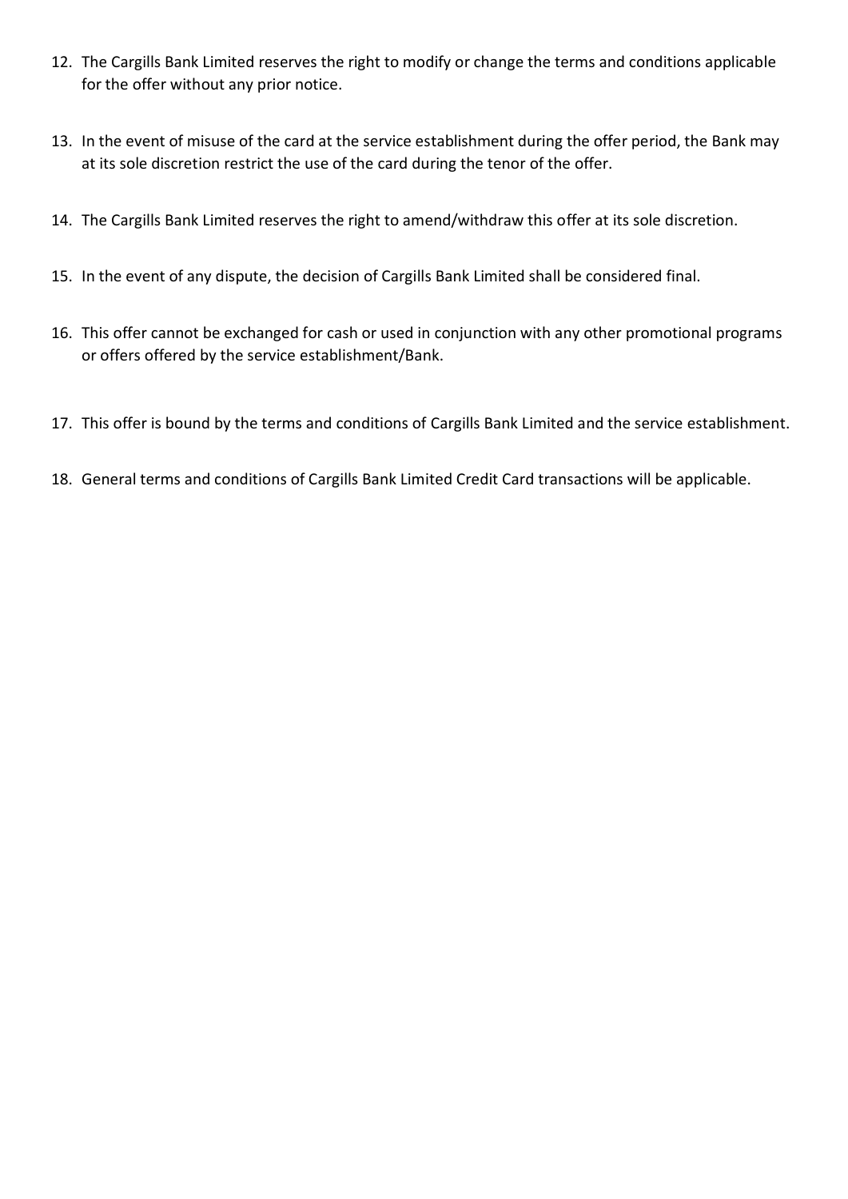12. The Cargills Bank Limited reserves the right to modify or change the terms and conditions applicable for the offer without any prior notice.

13. In the event of misuse of the card at the service establishment during the offer period, the Bank may at its sole discretion restrict the use of the card during the tenor of the offer.

14. The Cargills Bank Limited reserves the right to amend/withdraw this offer at its sole discretion.

15. In the event of any dispute, the decision of Cargills Bank Limited shall be considered final.

16. This offer cannot be exchanged for cash or used in conjunction with any other promotional programs or offers offered by the service establishment/Bank.

17. This offer is bound by the terms and conditions of Cargills Bank Limited and the service establishment.

18. General terms and conditions of Cargills Bank Limited Credit Card transactions will be applicable.